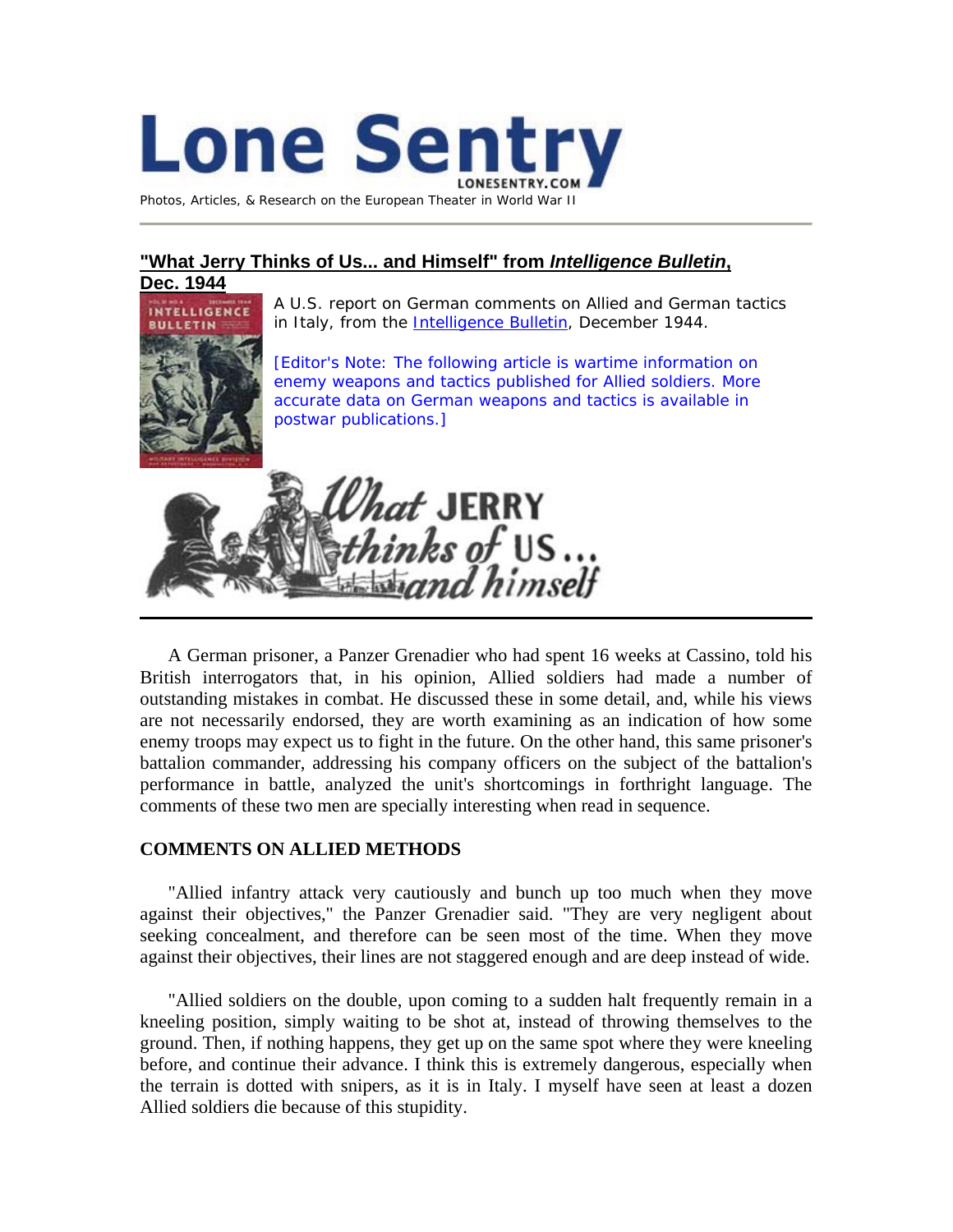# Lone Sentry

LONESENTRY.COM

Photos, Articles, & Research on the European Theater in World War II

---

## "What Jerry Thinks of Us... and Himself" from *Intelligence Bulletin*, Dec. 1944

A U.S. report on German comments on Allied and German tactics in Italy, from the Intelligence Bulletin, December 1944.

[Editor's Note: The following article is wartime information on enemy weapons and tactics published for Allied soldiers. More accurate data on German weapons and tactics is available in postwar publications.]

# What JERRY thinks of US... and himself

---

A German prisoner, a Panzer Grenadier who had spent 16 weeks at Cassino, told his British interrogators that, in his opinion, Allied soldiers had made a number of outstanding mistakes in combat. He discussed these in some detail, and, while his views are not necessarily endorsed, they are worth examining as an indication of how some enemy troops may expect us to fight in the future. On the other hand, this same prisoner's battalion commander, addressing his company officers on the subject of the battalion's performance in battle, analyzed the unit's shortcomings in forthright language. The comments of these two men are specially interesting when read in sequence.

### COMMENTS ON ALLIED METHODS

"Allied infantry attack very cautiously and bunch up too much when they move against their objectives," the Panzer Grenadier said. "They are very negligent about seeking concealment, and therefore can be seen most of the time. When they move against their objectives, their lines are not staggered enough and are deep instead of wide.

"Allied soldiers on the double, upon coming to a sudden halt frequently remain in a kneeling position, simply waiting to be shot at, instead of throwing themselves to the ground. Then, if nothing happens, they get up on the same spot where they were kneeling before, and continue their advance. I think this is extremely dangerous, especially when the terrain is dotted with snipers, as it is in Italy. I myself have seen at least a dozen Allied soldiers die because of this stupidity.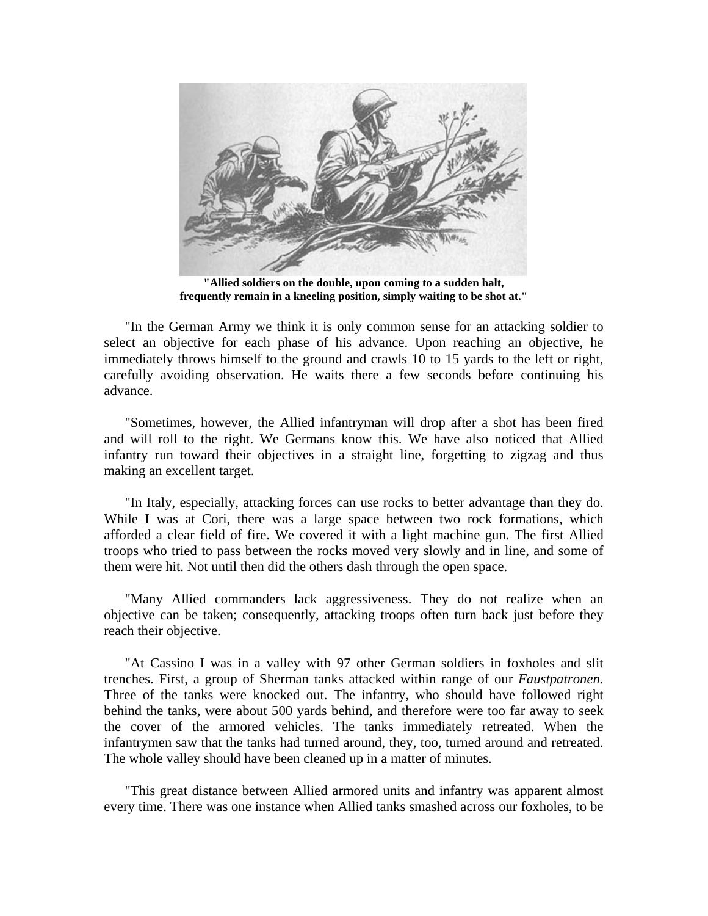**"Allied soldiers on the double, upon coming to a sudden halt, frequently remain in a kneeling position, simply waiting to be shot at."**

"In the German Army we think it is only common sense for an attacking soldier to select an objective for each phase of his advance. Upon reaching an objective, he immediately throws himself to the ground and crawls 10 to 15 yards to the left or right, carefully avoiding observation. He waits there a few seconds before continuing his advance.

"Sometimes, however, the Allied infantryman will drop after a shot has been fired and will roll to the right. We Germans know this. We have also noticed that Allied infantry run toward their objectives in a straight line, forgetting to zigzag and thus making an excellent target.

"In Italy, especially, attacking forces can use rocks to better advantage than they do. While I was at Cori, there was a large space between two rock formations, which afforded a clear field of fire. We covered it with a light machine gun. The first Allied troops who tried to pass between the rocks moved very slowly and in line, and some of them were hit. Not until then did the others dash through the open space.

"Many Allied commanders lack aggressiveness. They do not realize when an objective can be taken; consequently, attacking troops often turn back just before they reach their objective.

"At Cassino I was in a valley with 97 other German soldiers in foxholes and slit trenches. First, a group of Sherman tanks attacked within range of our *Faustpatronen*. Three of the tanks were knocked out. The infantry, who should have followed right behind the tanks, were about 500 yards behind, and therefore were too far away to seek the cover of the armored vehicles. The tanks immediately retreated. When the infantrymen saw that the tanks had turned around, they, too, turned around and retreated. The whole valley should have been cleaned up in a matter of minutes.

"This great distance between Allied armored units and infantry was apparent almost every time. There was one instance when Allied tanks smashed across our foxholes, to be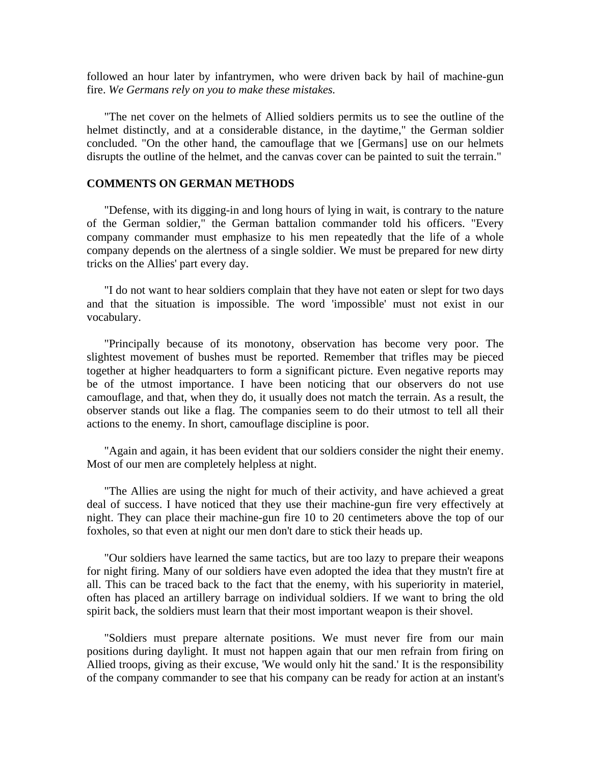followed an hour later by infantrymen, who were driven back by hail of machine-gun fire. *We Germans rely on you to make these mistakes.*

"The net cover on the helmets of Allied soldiers permits us to see the outline of the helmet distinctly, and at a considerable distance, in the daytime," the German soldier concluded. "On the other hand, the camouflage that we [Germans] use on our helmets disrupts the outline of the helmet, and the canvas cover can be painted to suit the terrain."

**COMMENTS ON GERMAN METHODS**

"Defense, with its digging-in and long hours of lying in wait, is contrary to the nature of the German soldier," the German battalion commander told his officers. "Every company commander must emphasize to his men repeatedly that the life of a whole company depends on the alertness of a single soldier. We must be prepared for new dirty tricks on the Allies' part every day.

"I do not want to hear soldiers complain that they have not eaten or slept for two days and that the situation is impossible. The word 'impossible' must not exist in our vocabulary.

"Principally because of its monotony, observation has become very poor. The slightest movement of bushes must be reported. Remember that trifles may be pieced together at higher headquarters to form a significant picture. Even negative reports may be of the utmost importance. I have been noticing that our observers do not use camouflage, and that, when they do, it usually does not match the terrain. As a result, the observer stands out like a flag. The companies seem to do their utmost to tell all their actions to the enemy. In short, camouflage discipline is poor.

"Again and again, it has been evident that our soldiers consider the night their enemy. Most of our men are completely helpless at night.

"The Allies are using the night for much of their activity, and have achieved a great deal of success. I have noticed that they use their machine-gun fire very effectively at night. They can place their machine-gun fire 10 to 20 centimeters above the top of our foxholes, so that even at night our men don't dare to stick their heads up.

"Our soldiers have learned the same tactics, but are too lazy to prepare their weapons for night firing. Many of our soldiers have even adopted the idea that they mustn't fire at all. This can be traced back to the fact that the enemy, with his superiority in materiel, often has placed an artillery barrage on individual soldiers. If we want to bring the old spirit back, the soldiers must learn that their most important weapon is their shovel.

"Soldiers must prepare alternate positions. We must never fire from our main positions during daylight. It must not happen again that our men refrain from firing on Allied troops, giving as their excuse, 'We would only hit the sand.' It is the responsibility of the company commander to see that his company can be ready for action at an instant's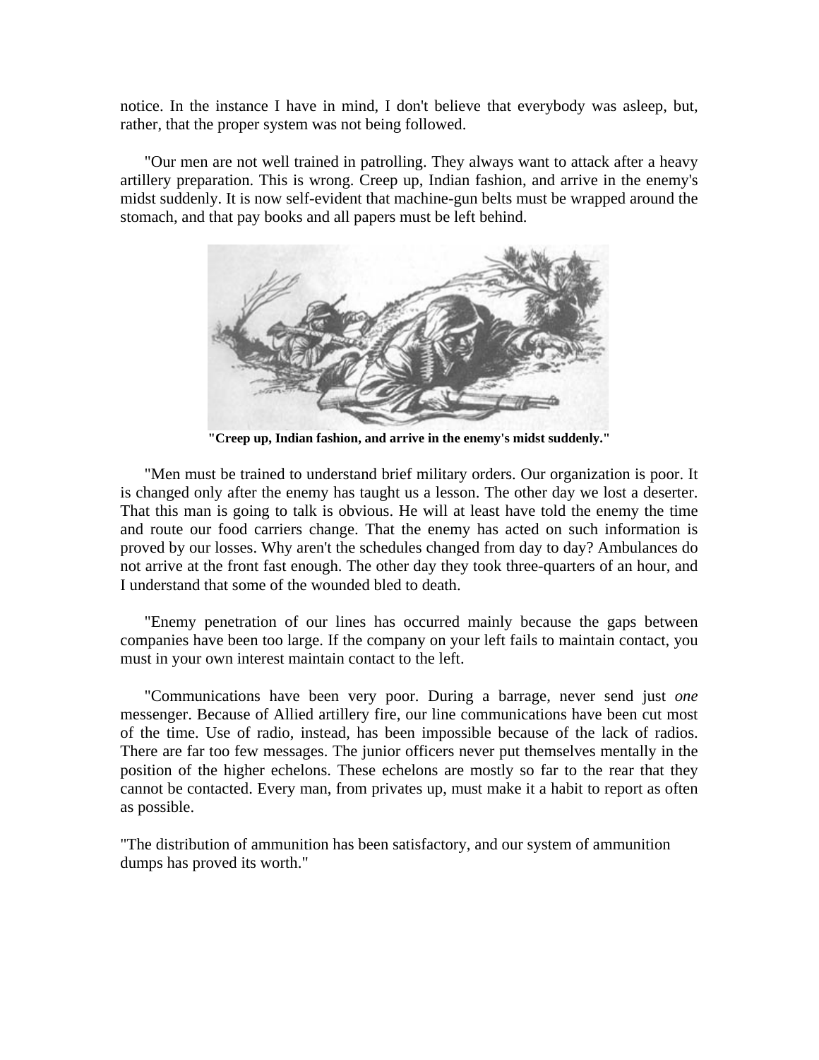notice. In the instance I have in mind, I don't believe that everybody was asleep, but, rather, that the proper system was not being followed.

"Our men are not well trained in patrolling. They always want to attack after a heavy artillery preparation. This is wrong. Creep up, Indian fashion, and arrive in the enemy's midst suddenly. It is now self-evident that machine-gun belts must be wrapped around the stomach, and that pay books and all papers must be left behind.

**"Creep up, Indian fashion, and arrive in the enemy's midst suddenly."**

"Men must be trained to understand brief military orders. Our organization is poor. It is changed only after the enemy has taught us a lesson. The other day we lost a deserter. That this man is going to talk is obvious. He will at least have told the enemy the time and route our food carriers change. That the enemy has acted on such information is proved by our losses. Why aren't the schedules changed from day to day? Ambulances do not arrive at the front fast enough. The other day they took three-quarters of an hour, and I understand that some of the wounded bled to death.

"Enemy penetration of our lines has occurred mainly because the gaps between companies have been too large. If the company on your left fails to maintain contact, you must in your own interest maintain contact to the left.

"Communications have been very poor. During a barrage, never send just *one* messenger. Because of Allied artillery fire, our line communications have been cut most of the time. Use of radio, instead, has been impossible because of the lack of radios. There are far too few messages. The junior officers never put themselves mentally in the position of the higher echelons. These echelons are mostly so far to the rear that they cannot be contacted. Every man, from privates up, must make it a habit to report as often as possible.

"The distribution of ammunition has been satisfactory, and our system of ammunition dumps has proved its worth."